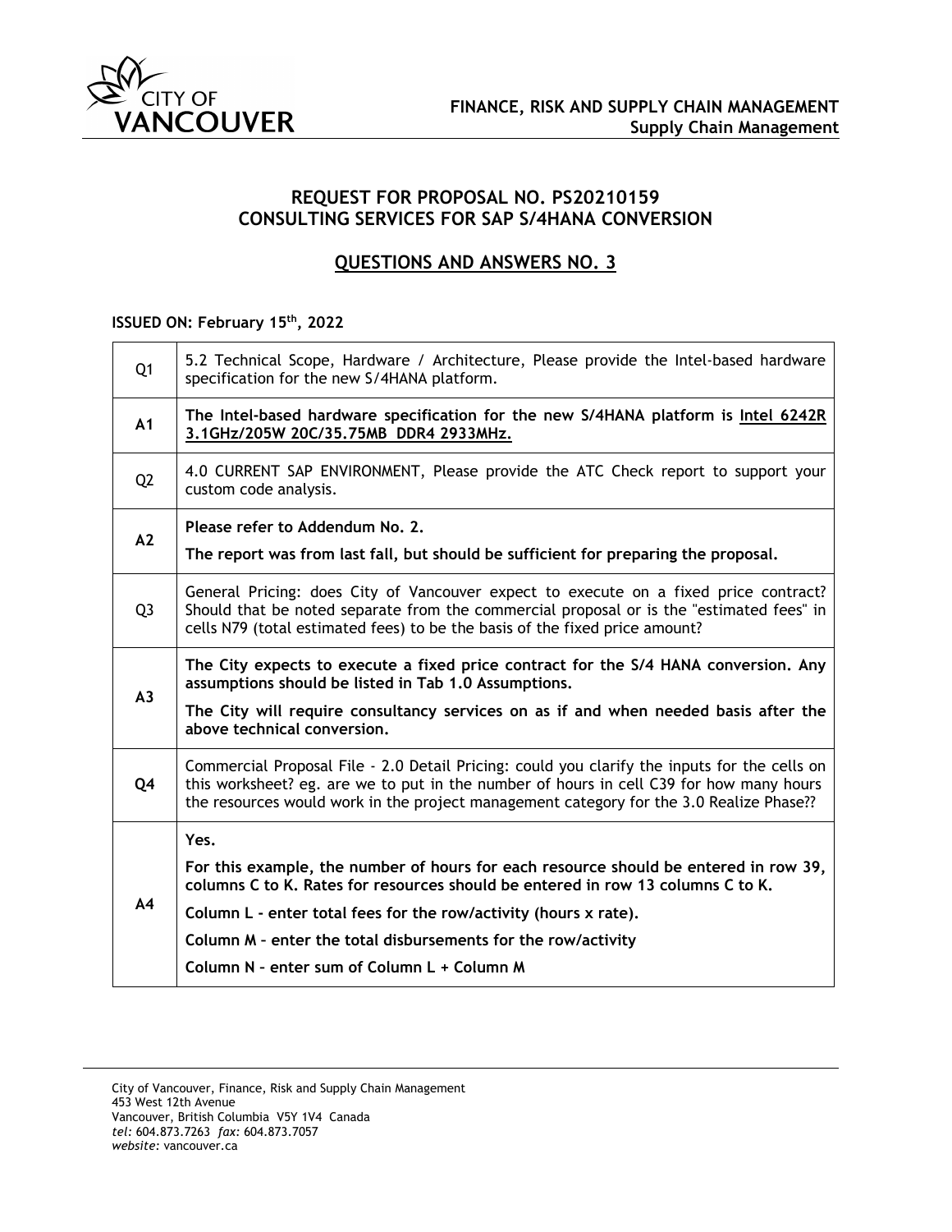**FINANCE, RISK AND SUPPLY CHAIN MANAGEMENT**
**Supply Chain Management**

## REQUEST FOR PROPOSAL NO. PS20210159
## CONSULTING SERVICES FOR SAP S/4HANA CONVERSION

## QUESTIONS AND ANSWERS NO. 3

**ISSUED ON: February 15th, 2022**

| | |
|---|---|
| Q1 | 5.2 Technical Scope, Hardware / Architecture, Please provide the Intel-based hardware specification for the new S/4HANA platform. |
| **A1** | **The Intel-based hardware specification for the new S/4HANA platform is Intel 6242R 3.1GHz/205W 20C/35.75MB DDR4 2933MHz.** |
| Q2 | 4.0 CURRENT SAP ENVIRONMENT, Please provide the ATC Check report to support your custom code analysis. |
| **A2** | **Please refer to Addendum No. 2.**<br><br>**The report was from last fall, but should be sufficient for preparing the proposal.** |
| Q3 | General Pricing: does City of Vancouver expect to execute on a fixed price contract? Should that be noted separate from the commercial proposal or is the "estimated fees" in cells N79 (total estimated fees) to be the basis of the fixed price amount? |
| **A3** | **The City expects to execute a fixed price contract for the S/4 HANA conversion. Any assumptions should be listed in Tab 1.0 Assumptions.**<br><br>**The City will require consultancy services on as if and when needed basis after the above technical conversion.** |
| **Q4** | Commercial Proposal File - 2.0 Detail Pricing: could you clarify the inputs for the cells on this worksheet? eg. are we to put in the number of hours in cell C39 for how many hours the resources would work in the project management category for the 3.0 Realize Phase?? |
| **A4** | **Yes.**<br><br>**For this example, the number of hours for each resource should be entered in row 39, columns C to K. Rates for resources should be entered in row 13 columns C to K.**<br><br>**Column L - enter total fees for the row/activity (hours x rate).**<br><br>**Column M – enter the total disbursements for the row/activity**<br><br>**Column N – enter sum of Column L + Column M** |

City of Vancouver, Finance, Risk and Supply Chain Management
453 West 12th Avenue
Vancouver, British Columbia V5Y 1V4 Canada
*tel:* 604.873.7263 *fax:* 604.873.7057
*website:* vancouver.ca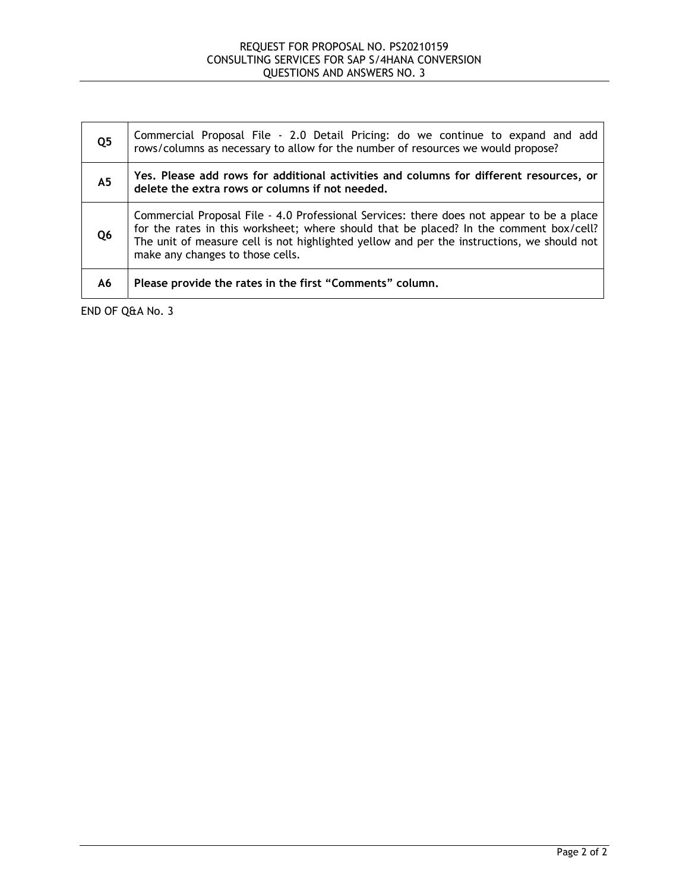| | |
|---|---|
| **Q5** | Commercial Proposal File - 2.0 Detail Pricing: do we continue to expand and add rows/columns as necessary to allow for the number of resources we would propose? |
| **A5** | **Yes. Please add rows for additional activities and columns for different resources, or delete the extra rows or columns if not needed.** |
| **Q6** | Commercial Proposal File - 4.0 Professional Services: there does not appear to be a place for the rates in this worksheet; where should that be placed? In the comment box/cell? The unit of measure cell is not highlighted yellow and per the instructions, we should not make any changes to those cells. |
| **A6** | **Please provide the rates in the first "Comments" column.** |

END OF Q&A No. 3